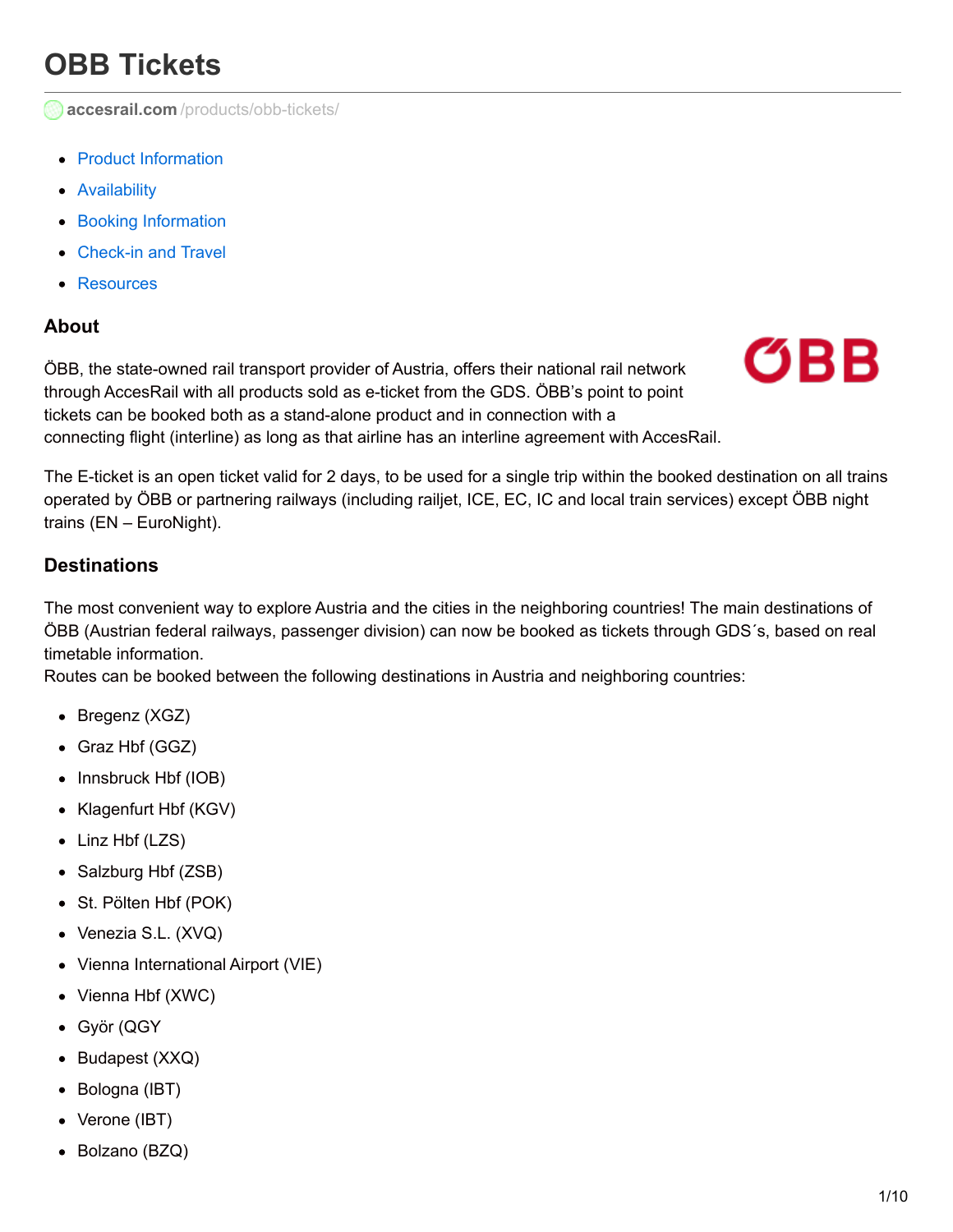# OBB Tickets

accesrail.com/products/obb-tickets/

- Product Information
- Availability
- Booking Information
- Check-in and Travel
- Resources

### About

ÖBB, the state-owned rail transport provider of Austria, offers their national rail network through AccesRail with all products sold as e-ticket from the GDS. ÖBB's point to point tickets can be booked both as a stand-alone product and in connection with a connecting flight (interline) as long as that airline has an interline agreement with AccesRail.

The E-ticket is an open ticket valid for 2 days, to be used for a single trip within the booked destination on all trains operated by ÖBB or partnering railways (including railjet, ICE, EC, IC and local train services) except ÖBB night trains (EN – EuroNight).

### Destinations

The most convenient way to explore Austria and the cities in the neighboring countries! The main destinations of ÖBB (Austrian federal railways, passenger division) can now be booked as tickets through GDS´s, based on real timetable information.
Routes can be booked between the following destinations in Austria and neighboring countries:

- Bregenz (XGZ)
- Graz Hbf (GGZ)
- Innsbruck Hbf (IOB)
- Klagenfurt Hbf (KGV)
- Linz Hbf (LZS)
- Salzburg Hbf (ZSB)
- St. Pölten Hbf (POK)
- Venezia S.L. (XVQ)
- Vienna International Airport (VIE)
- Vienna Hbf (XWC)
- Györ (QGY
- Budapest (XXQ)
- Bologna (IBT)
- Verone (IBT)
- Bolzano (BZQ)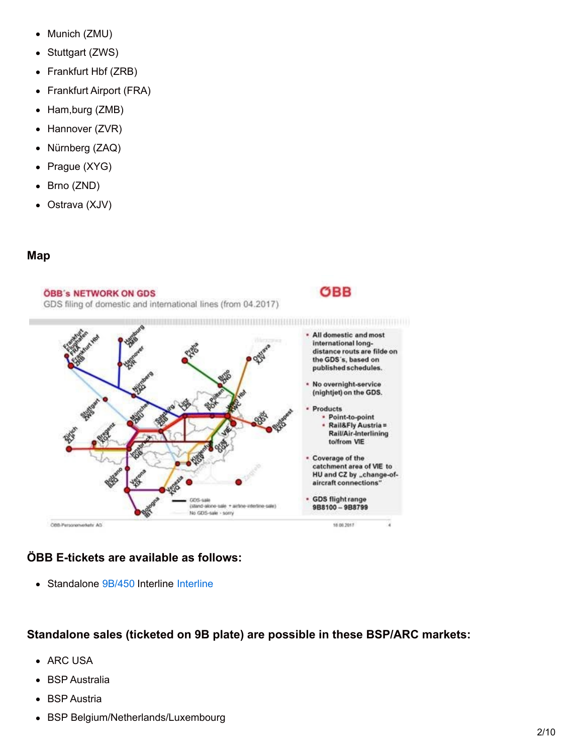- Munich (ZMU)
- Stuttgart (ZWS)
- Frankfurt Hbf (ZRB)
- Frankfurt Airport (FRA)
- Ham,burg (ZMB)
- Hannover (ZVR)
- Nürnberg (ZAQ)
- Prague (XYG)
- Brno (ZND)
- Ostrava (XJV)

### Map

### ÖBB E-tickets are available as follows:

- Standalone 9B/450 Interline Interline

### Standalone sales (ticketed on 9B plate) are possible in these BSP/ARC markets:

- ARC USA
- BSP Australia
- BSP Austria
- BSP Belgium/Netherlands/Luxembourg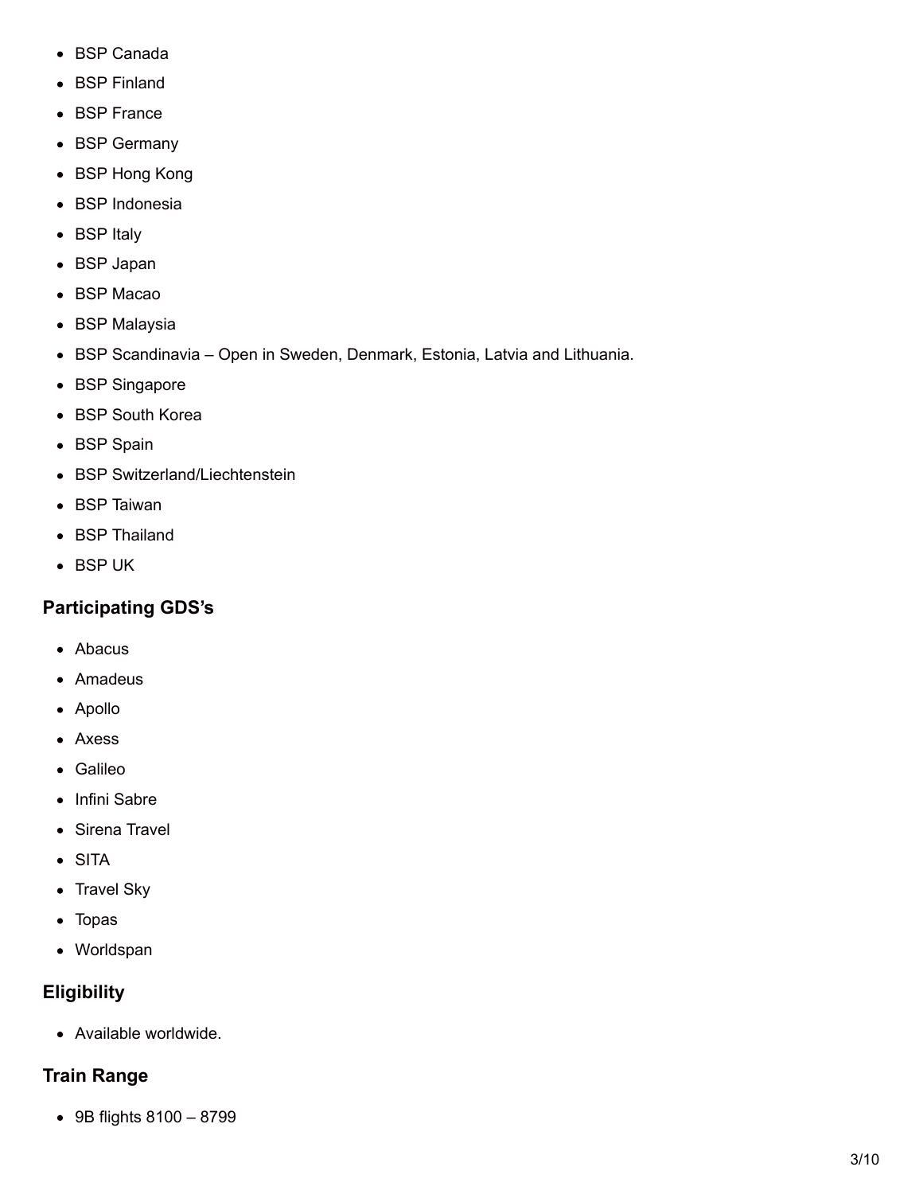- BSP Canada
- BSP Finland
- BSP France
- BSP Germany
- BSP Hong Kong
- BSP Indonesia
- BSP Italy
- BSP Japan
- BSP Macao
- BSP Malaysia
- BSP Scandinavia – Open in Sweden, Denmark, Estonia, Latvia and Lithuania.
- BSP Singapore
- BSP South Korea
- BSP Spain
- BSP Switzerland/Liechtenstein
- BSP Taiwan
- BSP Thailand
- BSP UK

### Participating GDS's

- Abacus
- Amadeus
- Apollo
- Axess
- Galileo
- Infini Sabre
- Sirena Travel
- SITA
- Travel Sky
- Topas
- Worldspan

### Eligibility

- Available worldwide.

### Train Range

- 9B flights 8100 – 8799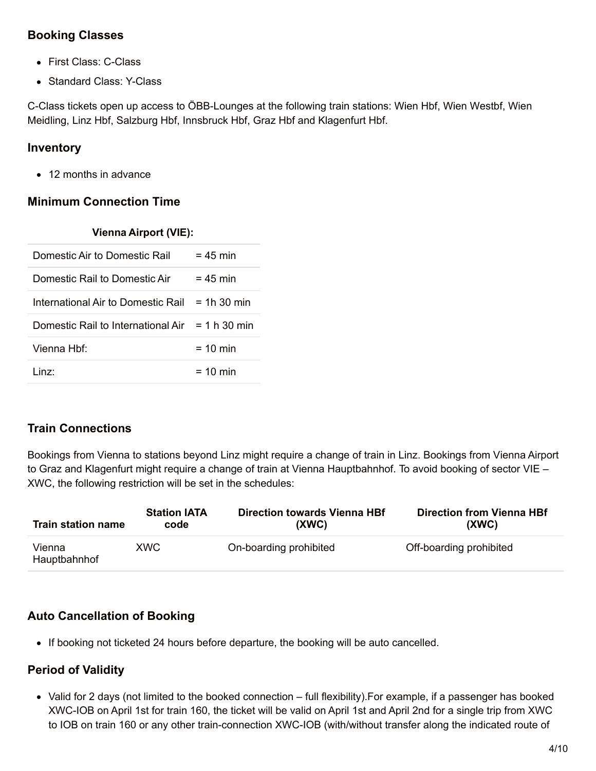### Booking Classes

- First Class: C-Class
- Standard Class: Y-Class

C-Class tickets open up access to ÖBB-Lounges at the following train stations: Wien Hbf, Wien Westbf, Wien Meidling, Linz Hbf, Salzburg Hbf, Innsbruck Hbf, Graz Hbf and Klagenfurt Hbf.

### Inventory

- 12 months in advance

### Minimum Connection Time

| Vienna Airport (VIE): | |
|---|---|
| Domestic Air to Domestic Rail | = 45 min |
| Domestic Rail to Domestic Air | = 45 min |
| International Air to Domestic Rail | = 1h 30 min |
| Domestic Rail to International Air | = 1 h 30 min |
| Vienna Hbf: | = 10 min |
| Linz: | = 10 min |

### Train Connections

Bookings from Vienna to stations beyond Linz might require a change of train in Linz. Bookings from Vienna Airport to Graz and Klagenfurt might require a change of train at Vienna Hauptbahnhof. To avoid booking of sector VIE – XWC, the following restriction will be set in the schedules:

| Train station name | Station IATA code | Direction towards Vienna HBf (XWC) | Direction from Vienna HBf (XWC) |
|---|---|---|---|
| Vienna Hauptbahnhof | XWC | On-boarding prohibited | Off-boarding prohibited |

### Auto Cancellation of Booking

- If booking not ticketed 24 hours before departure, the booking will be auto cancelled.

### Period of Validity

- Valid for 2 days (not limited to the booked connection – full flexibility).For example, if a passenger has booked XWC-IOB on April 1st for train 160, the ticket will be valid on April 1st and April 2nd for a single trip from XWC to IOB on train 160 or any other train-connection XWC-IOB (with/without transfer along the indicated route of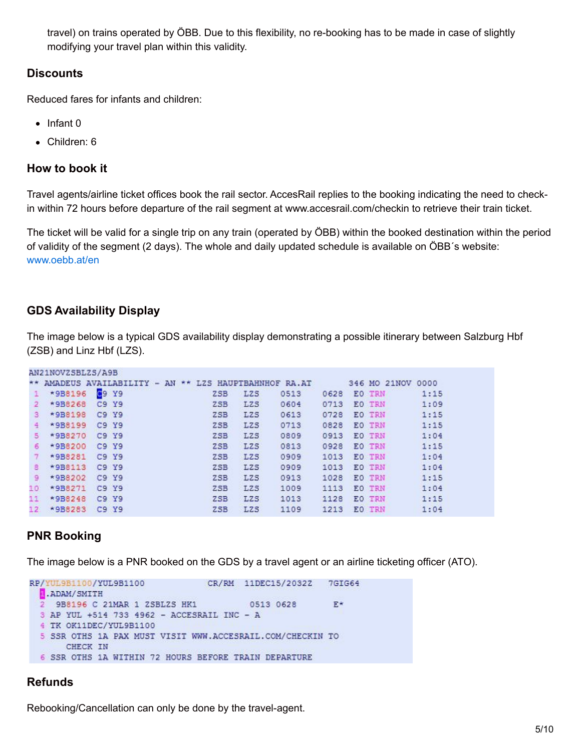travel) on trains operated by ÖBB. Due to this flexibility, no re-booking has to be made in case of slightly modifying your travel plan within this validity.

### Discounts

Reduced fares for infants and children:

- Infant 0
- Children: 6

### How to book it

Travel agents/airline ticket offices book the rail sector. AccesRail replies to the booking indicating the need to check-in within 72 hours before departure of the rail segment at www.accesrail.com/checkin to retrieve their train ticket.

The ticket will be valid for a single trip on any train (operated by ÖBB) within the booked destination within the period of validity of the segment (2 days). The whole and daily updated schedule is available on ÖBB´s website: www.oebb.at/en

### GDS Availability Display

The image below is a typical GDS availability display demonstrating a possible itinerary between Salzburg Hbf (ZSB) and Linz Hbf (LZS).

```
AN21NOVZSBLZS/A9B
** AMADEUS AVAILABILITY - AN ** LZS HAUPTBAHNHOF RA.AT       346 MO 21NOV 0000
 1  *9B8196  C9 Y9                  ZSB   LZS   0513   0628  E0 TRN       1:15
 2  *9B8268  C9 Y9                  ZSB   LZS   0604   0713  E0 TRN       1:09
 3  *9B8198  C9 Y9                  ZSB   LZS   0613   0728  E0 TRN       1:15
 4  *9B8199  C9 Y9                  ZSB   LZS   0713   0828  E0 TRN       1:15
 5  *9B8270  C9 Y9                  ZSB   LZS   0809   0913  E0 TRN       1:04
 6  *9B8200  C9 Y9                  ZSB   LZS   0813   0928  E0 TRN       1:15
 7  *9B8281  C9 Y9                  ZSB   LZS   0909   1013  E0 TRN       1:04
 8  *9B8113  C9 Y9                  ZSB   LZS   0909   1013  E0 TRN       1:04
 9  *9B8202  C9 Y9                  ZSB   LZS   0913   1028  E0 TRN       1:15
10  *9B8271  C9 Y9                  ZSB   LZS   1009   1113  E0 TRN       1:04
11  *9B8248  C9 Y9                  ZSB   LZS   1013   1128  E0 TRN       1:15
12  *9B8283  C9 Y9                  ZSB   LZS   1109   1213  E0 TRN       1:04
```

### PNR Booking

The image below is a PNR booked on the GDS by a travel agent or an airline ticketing officer (ATO).

```
RP/YUL9B1100/YUL9B1100           CR/RM  11DEC15/2032Z   7GIG64
  1.ADAM/SMITH
  2  9B8196 C 21MAR 1 ZSBLZS HK1         0513 0628       E*
  3 AP YUL +514 733 4962 - ACCESRAIL INC - A
  4 TK OK11DEC/YUL9B1100
  5 SSR OTHS 1A PAX MUST VISIT WWW.ACCESRAIL.COM/CHECKIN TO
       CHECK IN
  6 SSR OTHS 1A WITHIN 72 HOURS BEFORE TRAIN DEPARTURE
```

### Refunds

Rebooking/Cancellation can only be done by the travel-agent.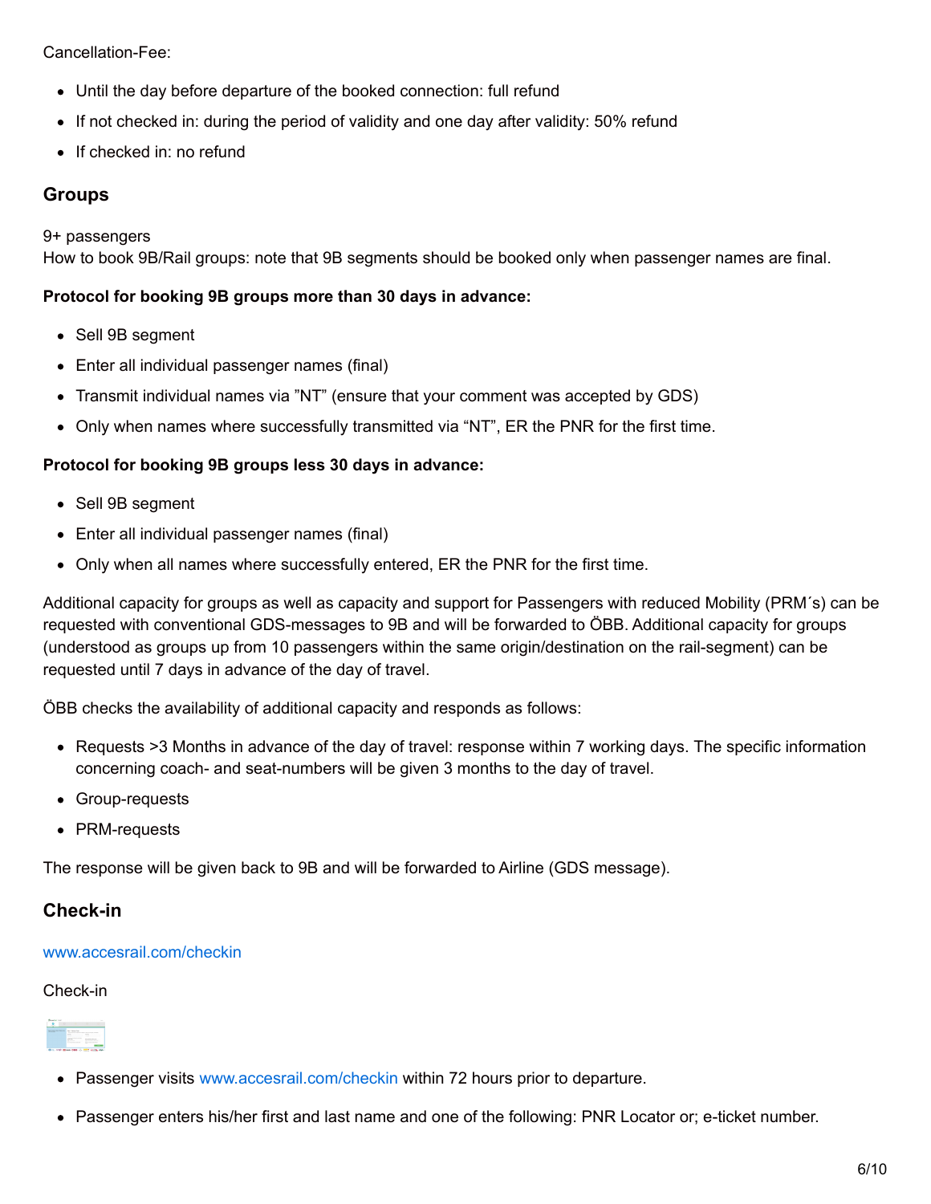Cancellation-Fee:

- Until the day before departure of the booked connection: full refund
- If not checked in: during the period of validity and one day after validity: 50% refund
- If checked in: no refund

## Groups

9+ passengers
How to book 9B/Rail groups: note that 9B segments should be booked only when passenger names are final.

**Protocol for booking 9B groups more than 30 days in advance:**

- Sell 9B segment
- Enter all individual passenger names (final)
- Transmit individual names via ”NT” (ensure that your comment was accepted by GDS)
- Only when names where successfully transmitted via “NT”, ER the PNR for the first time.

**Protocol for booking 9B groups less 30 days in advance:**

- Sell 9B segment
- Enter all individual passenger names (final)
- Only when all names where successfully entered, ER the PNR for the first time.

Additional capacity for groups as well as capacity and support for Passengers with reduced Mobility (PRM´s) can be requested with conventional GDS-messages to 9B and will be forwarded to ÖBB. Additional capacity for groups (understood as groups up from 10 passengers within the same origin/destination on the rail-segment) can be requested until 7 days in advance of the day of travel.

ÖBB checks the availability of additional capacity and responds as follows:

- Requests >3 Months in advance of the day of travel: response within 7 working days. The specific information concerning coach- and seat-numbers will be given 3 months to the day of travel.
- Group-requests
- PRM-requests

The response will be given back to 9B and will be forwarded to Airline (GDS message).

## Check-in

www.accesrail.com/checkin

Check-in

- Passenger visits www.accesrail.com/checkin within 72 hours prior to departure.
- Passenger enters his/her first and last name and one of the following: PNR Locator or; e-ticket number.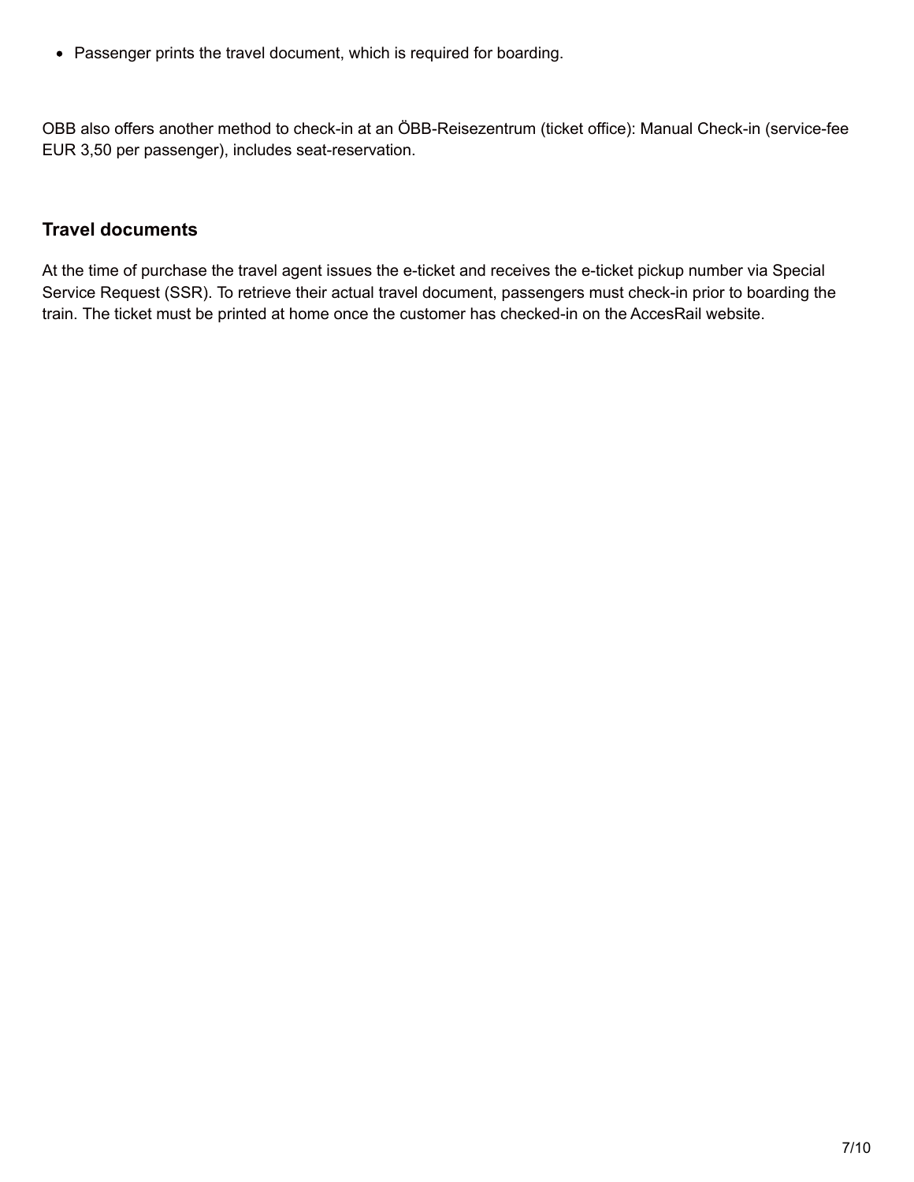- Passenger prints the travel document, which is required for boarding.

OBB also offers another method to check-in at an ÖBB-Reisezentrum (ticket office): Manual Check-in (service-fee EUR 3,50 per passenger), includes seat-reservation.

### Travel documents

At the time of purchase the travel agent issues the e-ticket and receives the e-ticket pickup number via Special Service Request (SSR). To retrieve their actual travel document, passengers must check-in prior to boarding the train. The ticket must be printed at home once the customer has checked-in on the AccesRail website.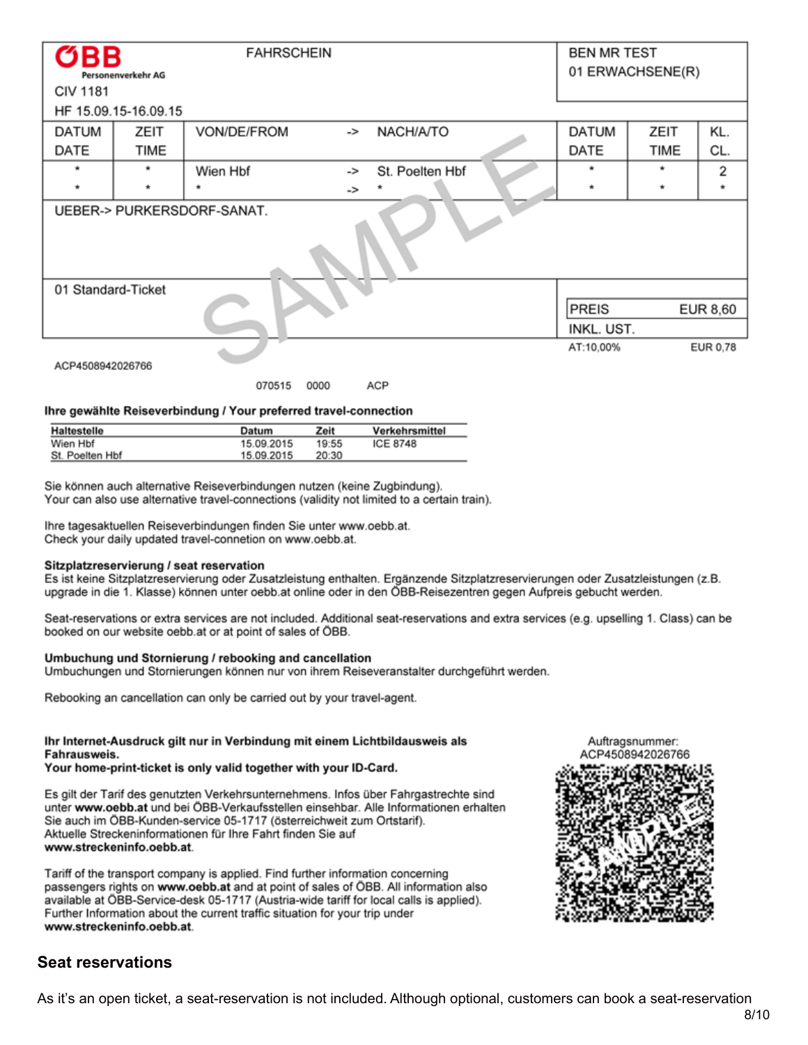| ÖBB Personenverkehr AG<br>CIV 1181<br>HF 15.09.15-16.09.15 | | FAHRSCHEIN | | | BEN MR TEST<br>01 ERWACHSENE(R) | | |
|---|---|---|---|---|---|---|---|
| DATUM<br>DATE | ZEIT<br>TIME | VON/DE/FROM | -> | NACH/A/TO | DATUM<br>DATE | ZEIT<br>TIME | KL.<br>CL. |
| *<br>* | *<br>* | Wien Hbf<br>* | -><br>-> | St. Poelten Hbf<br>* | *<br>* | *<br>* | 2<br>* |
| UEBER-> PURKERSDORF-SANAT. | | | | | | | |
| 01 Standard-Ticket | | | | | PREIS EUR 8,60<br>INKL. UST. | | |
| | | | | | AT:10,00% EUR 0,78 | | |

SAMPLE

ACP4508942026766

070515 0000 ACP

**Ihre gewählte Reiseverbindung / Your preferred travel-connection**

| Haltestelle | Datum | Zeit | Verkehrsmittel |
|---|---|---|---|
| Wien Hbf | 15.09.2015 | 19:55 | ICE 8748 |
| St. Poelten Hbf | 15.09.2015 | 20:30 | |

Sie können auch alternative Reiseverbindungen nutzen (keine Zugbindung).
Your can also use alternative travel-connections (validity not limited to a certain train).

Ihre tagesaktuellen Reiseverbindungen finden Sie unter www.oebb.at.
Check your daily updated travel-connetion on www.oebb.at.

**Sitzplatzreservierung / seat reservation**
Es ist keine Sitzplatzreservierung oder Zusatzleistung enthalten. Ergänzende Sitzplatzreservierungen oder Zusatzleistungen (z.B. upgrade in die 1. Klasse) können unter oebb.at online oder in den ÖBB-Reisezentren gegen Aufpreis gebucht werden.

Seat-reservations or extra services are not included. Additional seat-reservations and extra services (e.g. upselling 1. Class) can be booked on our website oebb.at or at point of sales of ÖBB.

**Umbuchung und Stornierung / rebooking and cancellation**
Umbuchungen und Stornierungen können nur von ihrem Reiseveranstalter durchgeführt werden.

Rebooking an cancellation can only be carried out by your travel-agent.

**Ihr Internet-Ausdruck gilt nur in Verbindung mit einem Lichtbildausweis als Fahrausweis.**
**Your home-print-ticket is only valid together with your ID-Card.**

Es gilt der Tarif des genutzten Verkehrsunternehmens. Infos über Fahrgastrechte sind unter **www.oebb.at** und bei ÖBB-Verkaufsstellen einsehbar. Alle Informationen erhalten Sie auch im ÖBB-Kunden-service 05-1717 (österreichweit zum Ortstarif).
Aktuelle Streckeninformationen für Ihre Fahrt finden Sie auf **www.streckeninfo.oebb.at**.

Tariff of the transport company is applied. Find further information concerning passengers rights on **www.oebb.at** and at point of sales of ÖBB. All information also available at ÖBB-Service-desk 05-1717 (Austria-wide tariff for local calls is applied).
Further Information about the current traffic situation for your trip under **www.streckeninfo.oebb.at**.

Auftragsnummer:
ACP4508942026766

## Seat reservations

As it's an open ticket, a seat-reservation is not included. Although optional, customers can book a seat-reservation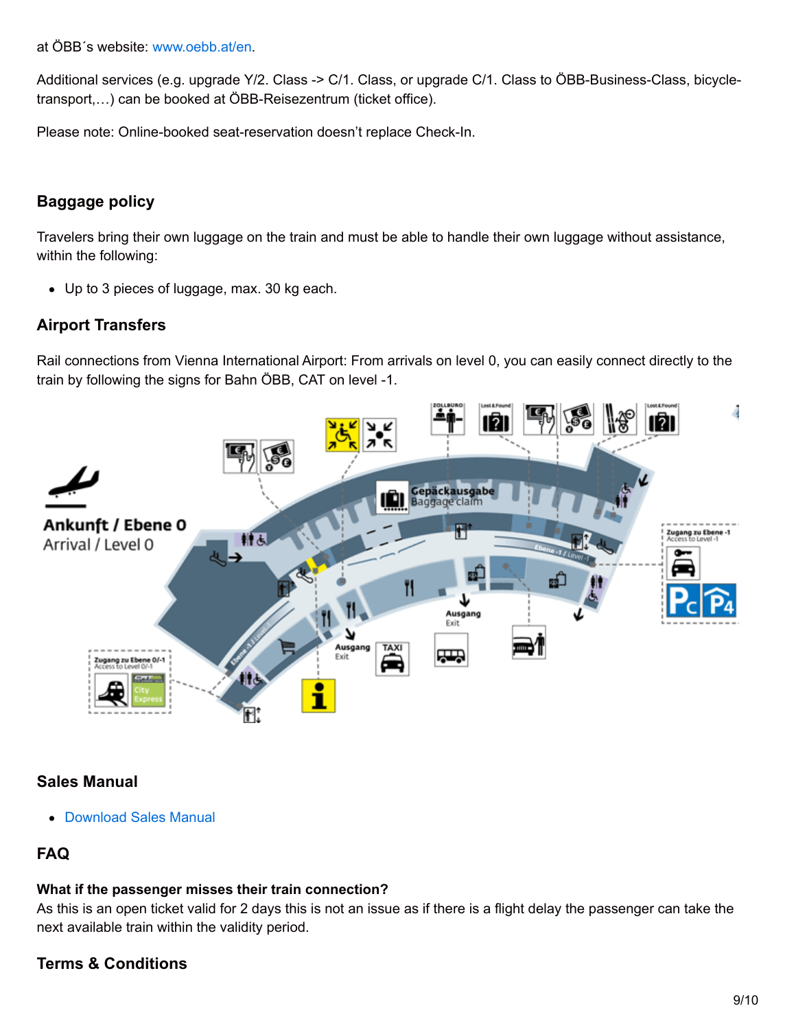at ÖBB´s website: www.oebb.at/en.

Additional services (e.g. upgrade Y/2. Class -> C/1. Class, or upgrade C/1. Class to ÖBB-Business-Class, bicycle-transport,…) can be booked at ÖBB-Reisezentrum (ticket office).

Please note: Online-booked seat-reservation doesn't replace Check-In.

## Baggage policy

Travelers bring their own luggage on the train and must be able to handle their own luggage without assistance, within the following:

- Up to 3 pieces of luggage, max. 30 kg each.

## Airport Transfers

Rail connections from Vienna International Airport: From arrivals on level 0, you can easily connect directly to the train by following the signs for Bahn ÖBB, CAT on level -1.

## Sales Manual

- Download Sales Manual

## FAQ

**What if the passenger misses their train connection?**
As this is an open ticket valid for 2 days this is not an issue as if there is a flight delay the passenger can take the next available train within the validity period.

## Terms & Conditions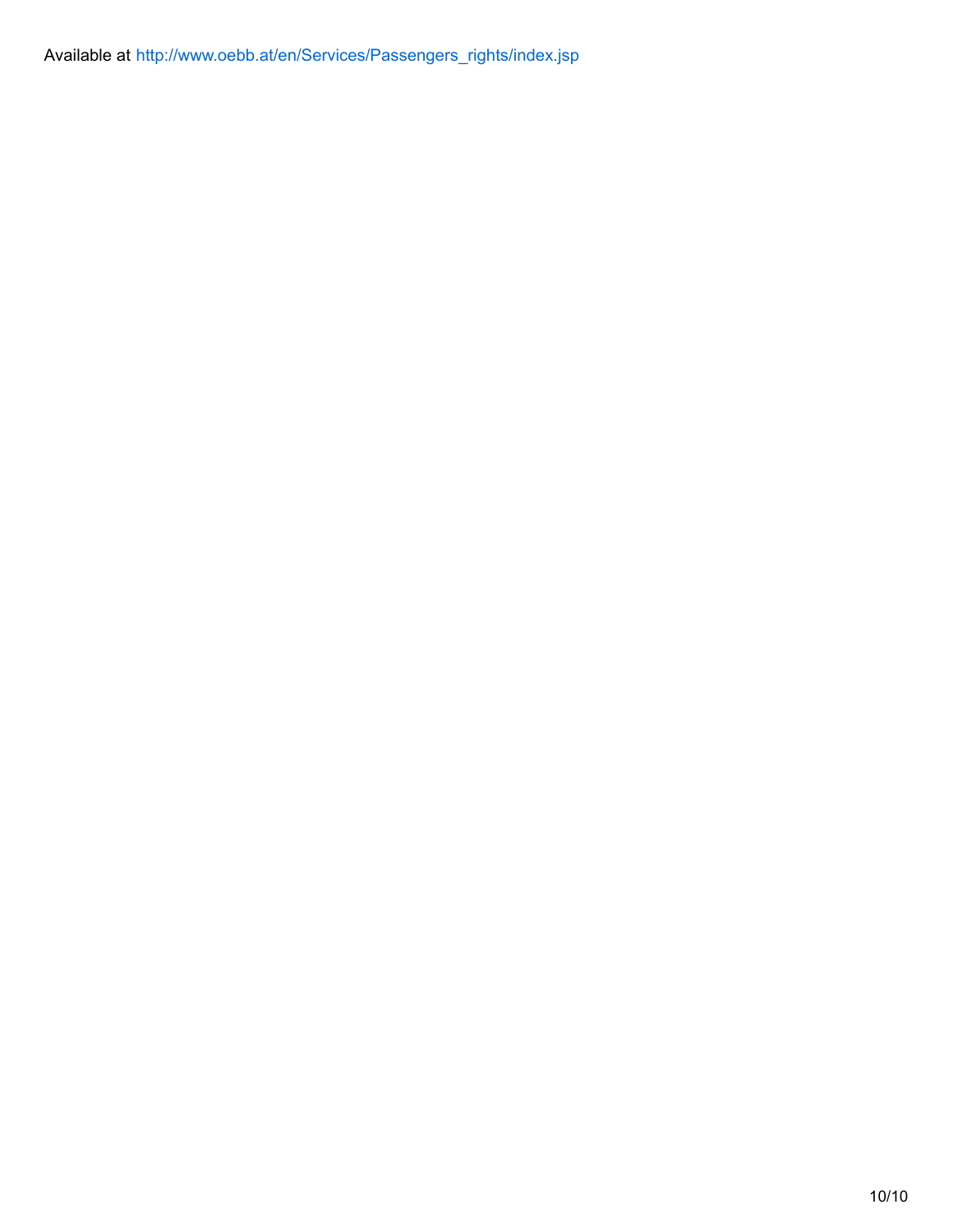Available at http://www.oebb.at/en/Services/Passengers_rights/index.jsp